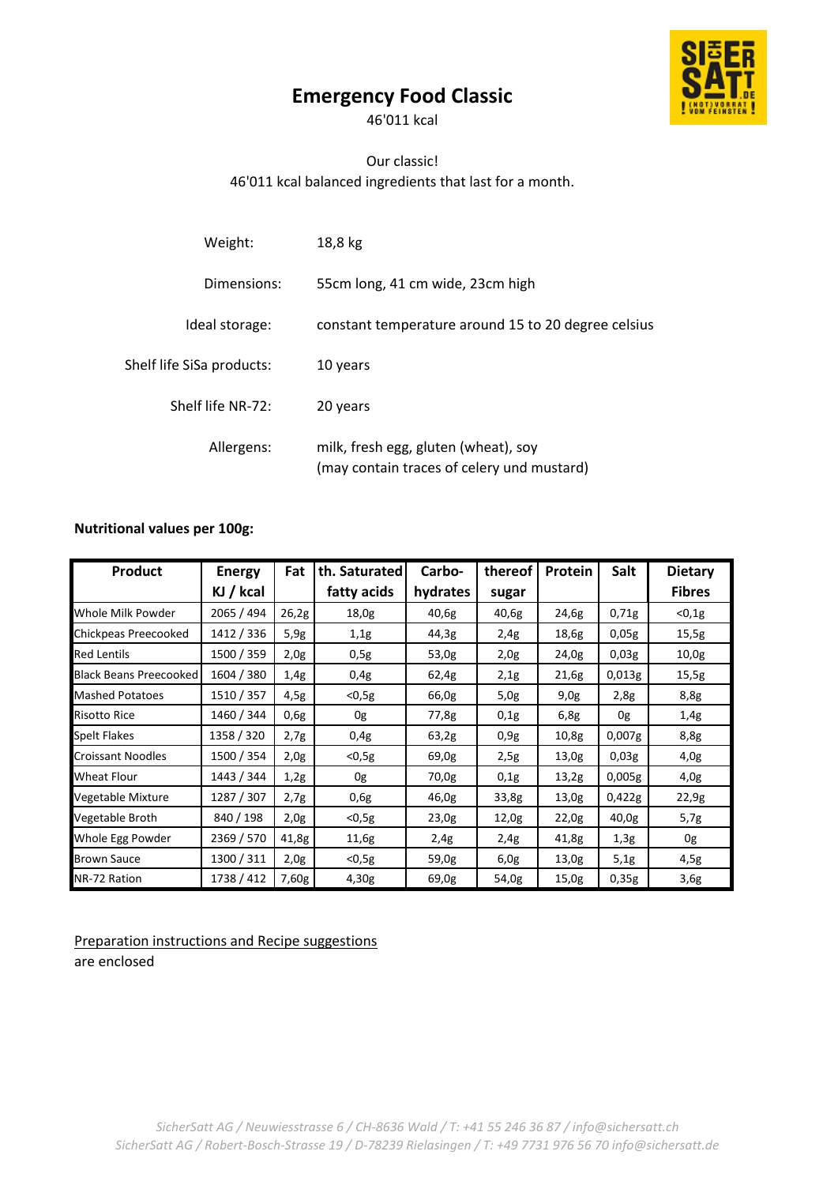# Emergency Food Classic

46'011 kcal

Our classic!
46'011 kcal balanced ingredients that last for a month.

| | |
|---|---|
| Weight: | 18,8 kg |
| Dimensions: | 55cm long, 41 cm wide, 23cm high |
| Ideal storage: | constant temperature around 15 to 20 degree celsius |
| Shelf life SiSa products: | 10 years |
| Shelf life NR-72: | 20 years |
| Allergens: | milk, fresh egg, gluten (wheat), soy (may contain traces of celery und mustard) |

**Nutritional values per 100g:**

| Product | Energy KJ / kcal | Fat | th. Saturated fatty acids | Carbo-hydrates | thereof sugar | Protein | Salt | Dietary Fibres |
|---|---|---|---|---|---|---|---|---|
| Whole Milk Powder | 2065 / 494 | 26,2g | 18,0g | 40,6g | 40,6g | 24,6g | 0,71g | <0,1g |
| Chickpeas Preecooked | 1412 / 336 | 5,9g | 1,1g | 44,3g | 2,4g | 18,6g | 0,05g | 15,5g |
| Red Lentils | 1500 / 359 | 2,0g | 0,5g | 53,0g | 2,0g | 24,0g | 0,03g | 10,0g |
| Black Beans Preecooked | 1604 / 380 | 1,4g | 0,4g | 62,4g | 2,1g | 21,6g | 0,013g | 15,5g |
| Mashed Potatoes | 1510 / 357 | 4,5g | <0,5g | 66,0g | 5,0g | 9,0g | 2,8g | 8,8g |
| Risotto Rice | 1460 / 344 | 0,6g | 0g | 77,8g | 0,1g | 6,8g | 0g | 1,4g |
| Spelt Flakes | 1358 / 320 | 2,7g | 0,4g | 63,2g | 0,9g | 10,8g | 0,007g | 8,8g |
| Croissant Noodles | 1500 / 354 | 2,0g | <0,5g | 69,0g | 2,5g | 13,0g | 0,03g | 4,0g |
| Wheat Flour | 1443 / 344 | 1,2g | 0g | 70,0g | 0,1g | 13,2g | 0,005g | 4,0g |
| Vegetable Mixture | 1287 / 307 | 2,7g | 0,6g | 46,0g | 33,8g | 13,0g | 0,422g | 22,9g |
| Vegetable Broth | 840 / 198 | 2,0g | <0,5g | 23,0g | 12,0g | 22,0g | 40,0g | 5,7g |
| Whole Egg Powder | 2369 / 570 | 41,8g | 11,6g | 2,4g | 2,4g | 41,8g | 1,3g | 0g |
| Brown Sauce | 1300 / 311 | 2,0g | <0,5g | 59,0g | 6,0g | 13,0g | 5,1g | 4,5g |
| NR-72 Ration | 1738 / 412 | 7,60g | 4,30g | 69,0g | 54,0g | 15,0g | 0,35g | 3,6g |

Preparation instructions and Recipe suggestions
are enclosed

*SicherSatt AG / Neuwiesstrasse 6 / CH-8636 Wald / T: +41 55 246 36 87 / info@sichersatt.ch*
*SicherSatt AG / Robert-Bosch-Strasse 19 / D-78239 Rielasingen / T: +49 7731 976 56 70 info@sichersatt.de*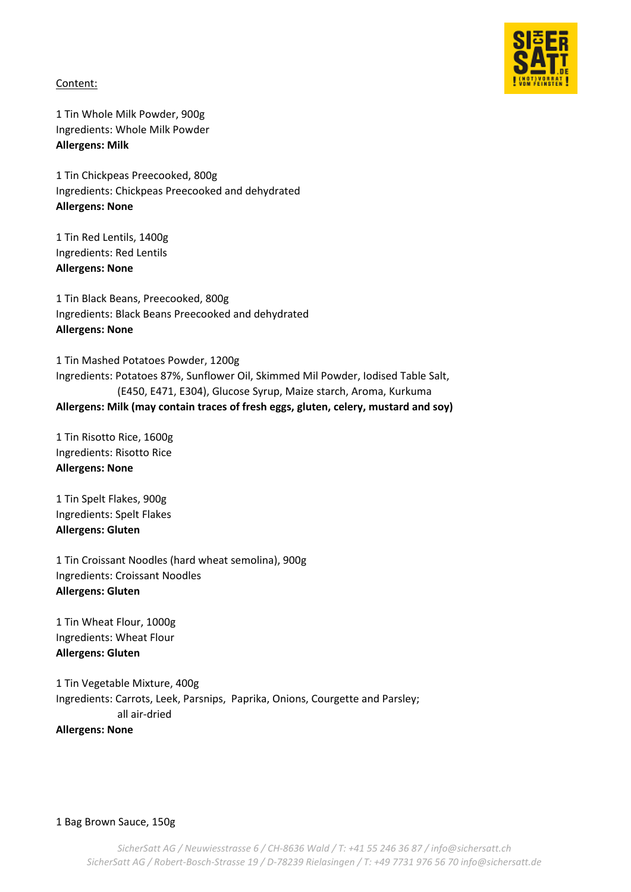Content:

1 Tin Whole Milk Powder, 900g
Ingredients: Whole Milk Powder
**Allergens: Milk**

1 Tin Chickpeas Preecooked, 800g
Ingredients: Chickpeas Preecooked and dehydrated
**Allergens: None**

1 Tin Red Lentils, 1400g
Ingredients: Red Lentils
**Allergens: None**

1 Tin Black Beans, Preecooked, 800g
Ingredients: Black Beans Preecooked and dehydrated
**Allergens: None**

1 Tin Mashed Potatoes Powder, 1200g
Ingredients: Potatoes 87%, Sunflower Oil, Skimmed Mil Powder, Iodised Table Salt, (E450, E471, E304), Glucose Syrup, Maize starch, Aroma, Kurkuma
**Allergens: Milk (may contain traces of fresh eggs, gluten, celery, mustard and soy)**

1 Tin Risotto Rice, 1600g
Ingredients: Risotto Rice
**Allergens: None**

1 Tin Spelt Flakes, 900g
Ingredients: Spelt Flakes
**Allergens: Gluten**

1 Tin Croissant Noodles (hard wheat semolina), 900g
Ingredients: Croissant Noodles
**Allergens: Gluten**

1 Tin Wheat Flour, 1000g
Ingredients: Wheat Flour
**Allergens: Gluten**

1 Tin Vegetable Mixture, 400g
Ingredients: Carrots, Leek, Parsnips, Paprika, Onions, Courgette and Parsley; all air-dried
**Allergens: None**

1 Bag Brown Sauce, 150g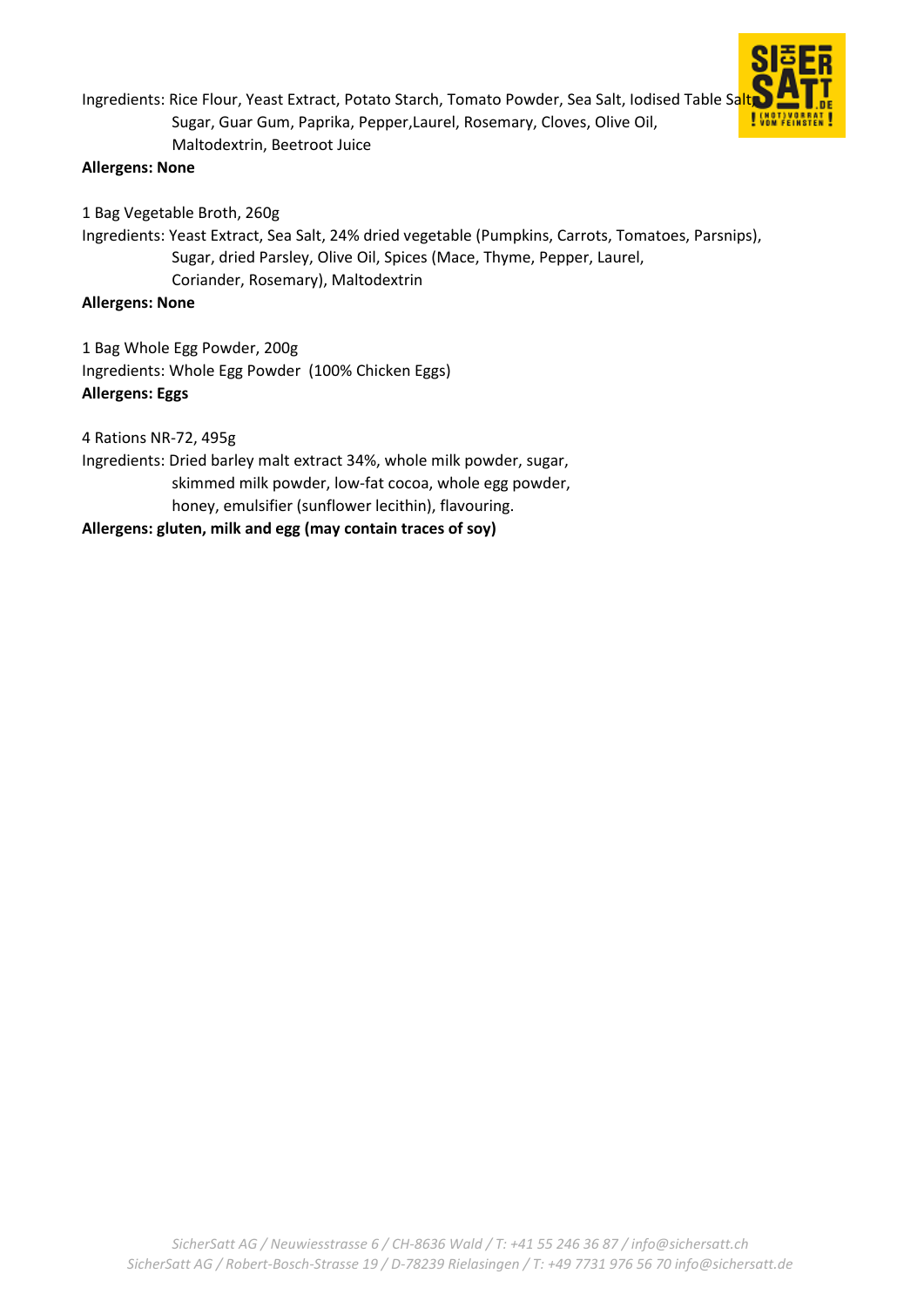Ingredients: Rice Flour, Yeast Extract, Potato Starch, Tomato Powder, Sea Salt, Iodised Table Salt, Sugar, Guar Gum, Paprika, Pepper,Laurel, Rosemary, Cloves, Olive Oil, Maltodextrin, Beetroot Juice

**Allergens: None**

1 Bag Vegetable Broth, 260g

Ingredients: Yeast Extract, Sea Salt, 24% dried vegetable (Pumpkins, Carrots, Tomatoes, Parsnips), Sugar, dried Parsley, Olive Oil, Spices (Mace, Thyme, Pepper, Laurel, Coriander, Rosemary), Maltodextrin

**Allergens: None**

1 Bag Whole Egg Powder, 200g

Ingredients: Whole Egg Powder (100% Chicken Eggs)

**Allergens: Eggs**

4 Rations NR-72, 495g

Ingredients: Dried barley malt extract 34%, whole milk powder, sugar, skimmed milk powder, low-fat cocoa, whole egg powder, honey, emulsifier (sunflower lecithin), flavouring.

**Allergens: gluten, milk and egg (may contain traces of soy)**